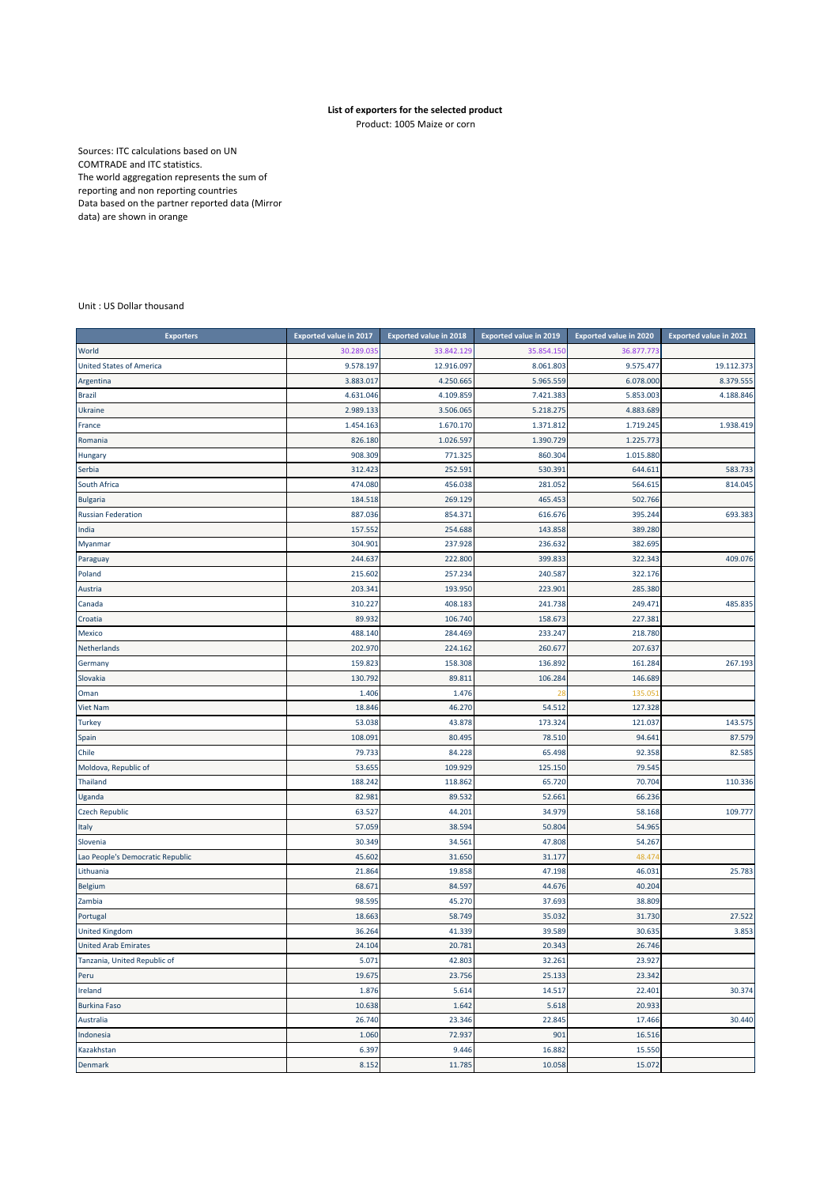**List of exporters for the selected product**

Product: 1005 Maize or corn

Sources: ITC calculations based on UN COMTRADE and ITC statistics.
The world aggregation represents the sum of reporting and non reporting countries
Data based on the partner reported data (Mirror data) are shown in orange

Unit : US Dollar thousand

| Exporters | Exported value in 2017 | Exported value in 2018 | Exported value in 2019 | Exported value in 2020 | Exported value in 2021 |
|---|---|---|---|---|---|
| World | 30.289.035 | 33.842.129 | 35.854.150 | 36.877.773 | |
| United States of America | 9.578.197 | 12.916.097 | 8.061.803 | 9.575.477 | 19.112.373 |
| Argentina | 3.883.017 | 4.250.665 | 5.965.559 | 6.078.000 | 8.379.555 |
| Brazil | 4.631.046 | 4.109.859 | 7.421.383 | 5.853.003 | 4.188.846 |
| Ukraine | 2.989.133 | 3.506.065 | 5.218.275 | 4.883.689 | |
| France | 1.454.163 | 1.670.170 | 1.371.812 | 1.719.245 | 1.938.419 |
| Romania | 826.180 | 1.026.597 | 1.390.729 | 1.225.773 | |
| Hungary | 908.309 | 771.325 | 860.304 | 1.015.880 | |
| Serbia | 312.423 | 252.591 | 530.391 | 644.611 | 583.733 |
| South Africa | 474.080 | 456.038 | 281.052 | 564.615 | 814.045 |
| Bulgaria | 184.518 | 269.129 | 465.453 | 502.766 | |
| Russian Federation | 887.036 | 854.371 | 616.676 | 395.244 | 693.383 |
| India | 157.552 | 254.688 | 143.858 | 389.280 | |
| Myanmar | 304.901 | 237.928 | 236.632 | 382.695 | |
| Paraguay | 244.637 | 222.800 | 399.833 | 322.343 | 409.076 |
| Poland | 215.602 | 257.234 | 240.587 | 322.176 | |
| Austria | 203.341 | 193.950 | 223.901 | 285.380 | |
| Canada | 310.227 | 408.183 | 241.738 | 249.471 | 485.835 |
| Croatia | 89.932 | 106.740 | 158.673 | 227.381 | |
| Mexico | 488.140 | 284.469 | 233.247 | 218.780 | |
| Netherlands | 202.970 | 224.162 | 260.677 | 207.637 | |
| Germany | 159.823 | 158.308 | 136.892 | 161.284 | 267.193 |
| Slovakia | 130.792 | 89.811 | 106.284 | 146.689 | |
| Oman | 1.406 | 1.476 | 28 | 135.051 | |
| Viet Nam | 18.846 | 46.270 | 54.512 | 127.328 | |
| Turkey | 53.038 | 43.878 | 173.324 | 121.037 | 143.575 |
| Spain | 108.091 | 80.495 | 78.510 | 94.641 | 87.579 |
| Chile | 79.733 | 84.228 | 65.498 | 92.358 | 82.585 |
| Moldova, Republic of | 53.655 | 109.929 | 125.150 | 79.545 | |
| Thailand | 188.242 | 118.862 | 65.720 | 70.704 | 110.336 |
| Uganda | 82.981 | 89.532 | 52.661 | 66.236 | |
| Czech Republic | 63.527 | 44.201 | 34.979 | 58.168 | 109.777 |
| Italy | 57.059 | 38.594 | 50.804 | 54.965 | |
| Slovenia | 30.349 | 34.561 | 47.808 | 54.267 | |
| Lao People's Democratic Republic | 45.602 | 31.650 | 31.177 | 48.474 | |
| Lithuania | 21.864 | 19.858 | 47.198 | 46.031 | 25.783 |
| Belgium | 68.671 | 84.597 | 44.676 | 40.204 | |
| Zambia | 98.595 | 45.270 | 37.693 | 38.809 | |
| Portugal | 18.663 | 58.749 | 35.032 | 31.730 | 27.522 |
| United Kingdom | 36.264 | 41.339 | 39.589 | 30.635 | 3.853 |
| United Arab Emirates | 24.104 | 20.781 | 20.343 | 26.746 | |
| Tanzania, United Republic of | 5.071 | 42.803 | 32.261 | 23.927 | |
| Peru | 19.675 | 23.756 | 25.133 | 23.342 | |
| Ireland | 1.876 | 5.614 | 14.517 | 22.401 | 30.374 |
| Burkina Faso | 10.638 | 1.642 | 5.618 | 20.933 | |
| Australia | 26.740 | 23.346 | 22.845 | 17.466 | 30.440 |
| Indonesia | 1.060 | 72.937 | 901 | 16.516 | |
| Kazakhstan | 6.397 | 9.446 | 16.882 | 15.550 | |
| Denmark | 8.152 | 11.785 | 10.058 | 15.072 | |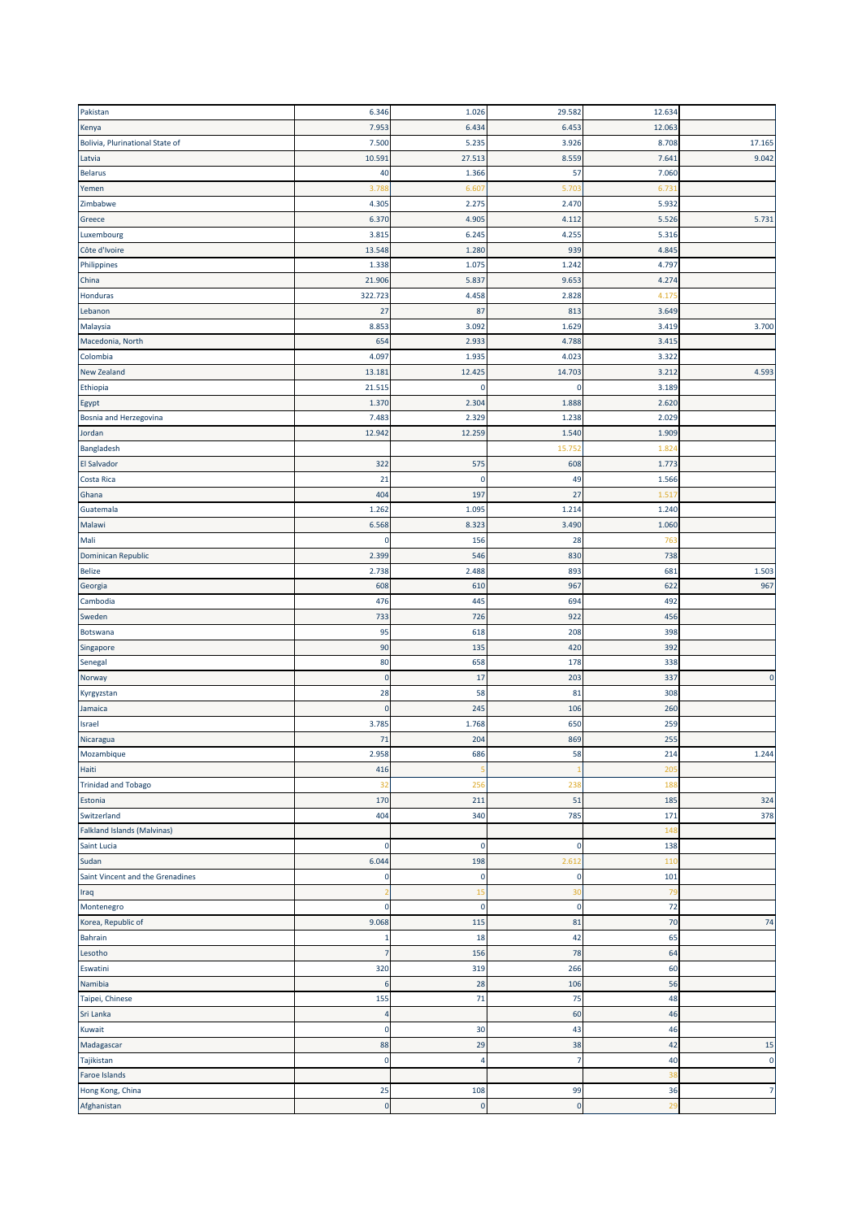| | | | | | |
|---|---|---|---|---|---|
| Pakistan | 6.346 | 1.026 | 29.582 | 12.634 | |
| Kenya | 7.953 | 6.434 | 6.453 | 12.063 | |
| Bolivia, Plurinational State of | 7.500 | 5.235 | 3.926 | 8.708 | 17.165 |
| Latvia | 10.591 | 27.513 | 8.559 | 7.641 | 9.042 |
| Belarus | 40 | 1.366 | 57 | 7.060 | |
| Yemen | 3.788 | 6.607 | 5.703 | 6.731 | |
| Zimbabwe | 4.305 | 2.275 | 2.470 | 5.932 | |
| Greece | 6.370 | 4.905 | 4.112 | 5.526 | 5.731 |
| Luxembourg | 3.815 | 6.245 | 4.255 | 5.316 | |
| Côte d'Ivoire | 13.548 | 1.280 | 939 | 4.845 | |
| Philippines | 1.338 | 1.075 | 1.242 | 4.797 | |
| China | 21.906 | 5.837 | 9.653 | 4.274 | |
| Honduras | 322.723 | 4.458 | 2.828 | 4.175 | |
| Lebanon | 27 | 87 | 813 | 3.649 | |
| Malaysia | 8.853 | 3.092 | 1.629 | 3.419 | 3.700 |
| Macedonia, North | 654 | 2.933 | 4.788 | 3.415 | |
| Colombia | 4.097 | 1.935 | 4.023 | 3.322 | |
| New Zealand | 13.181 | 12.425 | 14.703 | 3.212 | 4.593 |
| Ethiopia | 21.515 | 0 | 0 | 3.189 | |
| Egypt | 1.370 | 2.304 | 1.888 | 2.620 | |
| Bosnia and Herzegovina | 7.483 | 2.329 | 1.238 | 2.029 | |
| Jordan | 12.942 | 12.259 | 1.540 | 1.909 | |
| Bangladesh | | | 15.752 | 1.824 | |
| El Salvador | 322 | 575 | 608 | 1.773 | |
| Costa Rica | 21 | 0 | 49 | 1.566 | |
| Ghana | 404 | 197 | 27 | 1.517 | |
| Guatemala | 1.262 | 1.095 | 1.214 | 1.240 | |
| Malawi | 6.568 | 8.323 | 3.490 | 1.060 | |
| Mali | 0 | 156 | 28 | 763 | |
| Dominican Republic | 2.399 | 546 | 830 | 738 | |
| Belize | 2.738 | 2.488 | 893 | 681 | 1.503 |
| Georgia | 608 | 610 | 967 | 622 | 967 |
| Cambodia | 476 | 445 | 694 | 492 | |
| Sweden | 733 | 726 | 922 | 456 | |
| Botswana | 95 | 618 | 208 | 398 | |
| Singapore | 90 | 135 | 420 | 392 | |
| Senegal | 80 | 658 | 178 | 338 | |
| Norway | 0 | 17 | 203 | 337 | 0 |
| Kyrgyzstan | 28 | 58 | 81 | 308 | |
| Jamaica | 0 | 245 | 106 | 260 | |
| Israel | 3.785 | 1.768 | 650 | 259 | |
| Nicaragua | 71 | 204 | 869 | 255 | |
| Mozambique | 2.958 | 686 | 58 | 214 | 1.244 |
| Haiti | 416 | 5 | 1 | 205 | |
| Trinidad and Tobago | 32 | 256 | 238 | 188 | |
| Estonia | 170 | 211 | 51 | 185 | 324 |
| Switzerland | 404 | 340 | 785 | 171 | 378 |
| Falkland Islands (Malvinas) | | | | 148 | |
| Saint Lucia | 0 | 0 | 0 | 138 | |
| Sudan | 6.044 | 198 | 2.612 | 110 | |
| Saint Vincent and the Grenadines | 0 | 0 | 0 | 101 | |
| Iraq | 2 | 15 | 30 | 79 | |
| Montenegro | 0 | 0 | 0 | 72 | |
| Korea, Republic of | 9.068 | 115 | 81 | 70 | 74 |
| Bahrain | 1 | 18 | 42 | 65 | |
| Lesotho | 7 | 156 | 78 | 64 | |
| Eswatini | 320 | 319 | 266 | 60 | |
| Namibia | 6 | 28 | 106 | 56 | |
| Taipei, Chinese | 155 | 71 | 75 | 48 | |
| Sri Lanka | 4 | | 60 | 46 | |
| Kuwait | 0 | 30 | 43 | 46 | |
| Madagascar | 88 | 29 | 38 | 42 | 15 |
| Tajikistan | 0 | 4 | 7 | 40 | 0 |
| Faroe Islands | | | | 38 | |
| Hong Kong, China | 25 | 108 | 99 | 36 | 7 |
| Afghanistan | 0 | 0 | 0 | 29 | |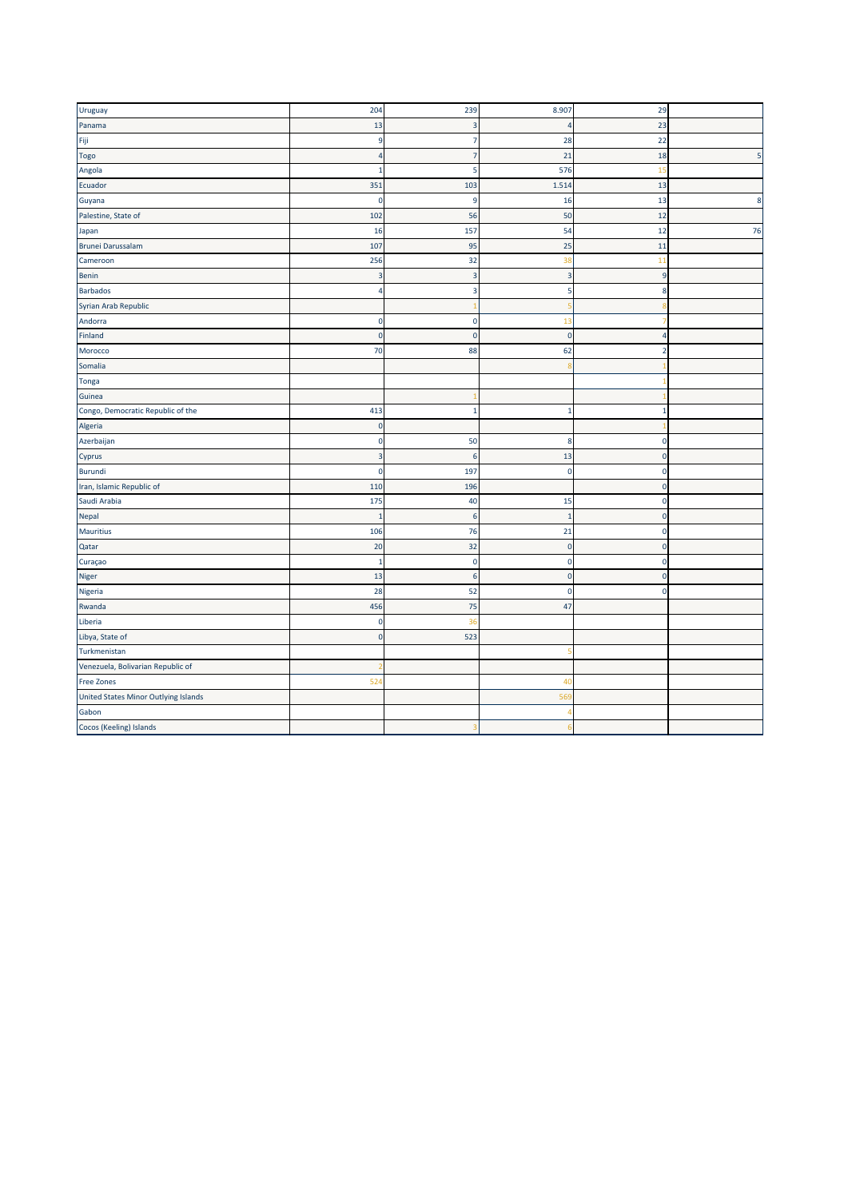| | | | | | |
|---|---|---|---|---|---|
| Uruguay | 204 | 239 | 8.907 | 29 | |
| Panama | 13 | 3 | 4 | 23 | |
| Fiji | 9 | 7 | 28 | 22 | |
| Togo | 4 | 7 | 21 | 18 | 5 |
| Angola | 1 | 5 | 576 | 15 | |
| Ecuador | 351 | 103 | 1.514 | 13 | |
| Guyana | 0 | 9 | 16 | 13 | 8 |
| Palestine, State of | 102 | 56 | 50 | 12 | |
| Japan | 16 | 157 | 54 | 12 | 76 |
| Brunei Darussalam | 107 | 95 | 25 | 11 | |
| Cameroon | 256 | 32 | 38 | 11 | |
| Benin | 3 | 3 | 3 | 9 | |
| Barbados | 4 | 3 | 5 | 8 | |
| Syrian Arab Republic | | 1 | 5 | 8 | |
| Andorra | 0 | 0 | 13 | 7 | |
| Finland | 0 | 0 | 0 | 4 | |
| Morocco | 70 | 88 | 62 | 2 | |
| Somalia | | | 8 | 1 | |
| Tonga | | | | 1 | |
| Guinea | | 1 | | 1 | |
| Congo, Democratic Republic of the | 413 | 1 | 1 | 1 | |
| Algeria | 0 | | | 1 | |
| Azerbaijan | 0 | 50 | 8 | 0 | |
| Cyprus | 3 | 6 | 13 | 0 | |
| Burundi | 0 | 197 | 0 | 0 | |
| Iran, Islamic Republic of | 110 | 196 | | 0 | |
| Saudi Arabia | 175 | 40 | 15 | 0 | |
| Nepal | 1 | 6 | 1 | 0 | |
| Mauritius | 106 | 76 | 21 | 0 | |
| Qatar | 20 | 32 | 0 | 0 | |
| Curaçao | 1 | 0 | 0 | 0 | |
| Niger | 13 | 6 | 0 | 0 | |
| Nigeria | 28 | 52 | 0 | 0 | |
| Rwanda | 456 | 75 | 47 | | |
| Liberia | 0 | 36 | | | |
| Libya, State of | 0 | 523 | | | |
| Turkmenistan | | | 5 | | |
| Venezuela, Bolivarian Republic of | 2 | | | | |
| Free Zones | 524 | | 40 | | |
| United States Minor Outlying Islands | | | 569 | | |
| Gabon | | | 4 | | |
| Cocos (Keeling) Islands | | 3 | 6 | | |